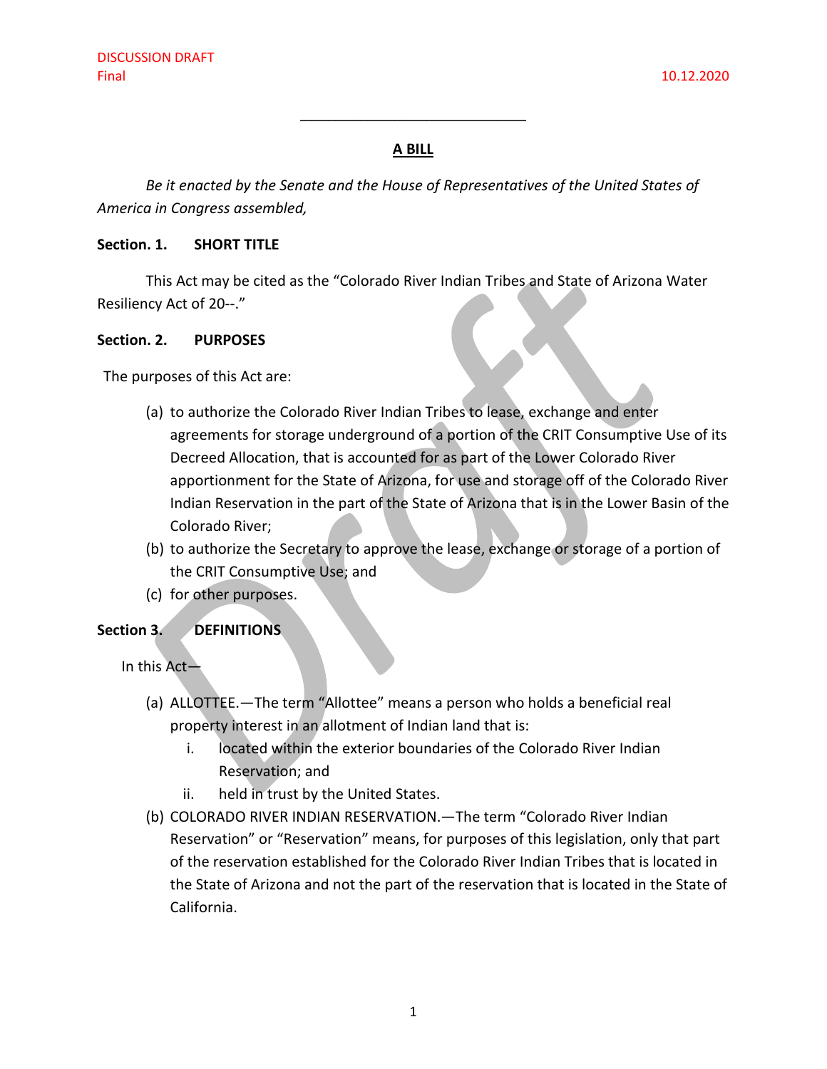DISCUSSION DRAFT
Final

10.12.2020

______________________________

## A BILL

*Be it enacted by the Senate and the House of Representatives of the United States of America in Congress assembled,*

**Section. 1. SHORT TITLE**

This Act may be cited as the "Colorado River Indian Tribes and State of Arizona Water Resiliency Act of 20--."

**Section. 2. PURPOSES**

The purposes of this Act are:

(a) to authorize the Colorado River Indian Tribes to lease, exchange and enter agreements for storage underground of a portion of the CRIT Consumptive Use of its Decreed Allocation, that is accounted for as part of the Lower Colorado River apportionment for the State of Arizona, for use and storage off of the Colorado River Indian Reservation in the part of the State of Arizona that is in the Lower Basin of the Colorado River;

(b) to authorize the Secretary to approve the lease, exchange or storage of a portion of the CRIT Consumptive Use; and

(c) for other purposes.

**Section 3. DEFINITIONS**

In this Act—

(a) ALLOTTEE.—The term "Allottee" means a person who holds a beneficial real property interest in an allotment of Indian land that is:

   i. located within the exterior boundaries of the Colorado River Indian Reservation; and

   ii. held in trust by the United States.

(b) COLORADO RIVER INDIAN RESERVATION.—The term "Colorado River Indian Reservation" or "Reservation" means, for purposes of this legislation, only that part of the reservation established for the Colorado River Indian Tribes that is located in the State of Arizona and not the part of the reservation that is located in the State of California.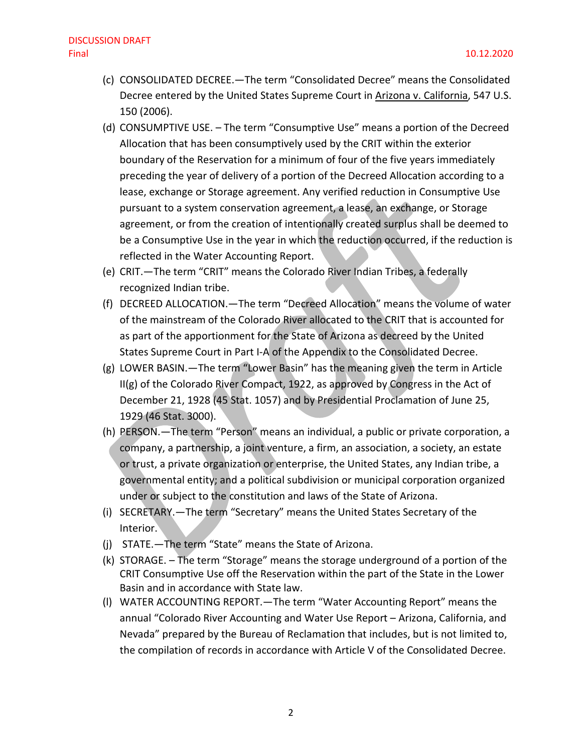(c) CONSOLIDATED DECREE.—The term "Consolidated Decree" means the Consolidated Decree entered by the United States Supreme Court in Arizona v. California, 547 U.S. 150 (2006).

(d) CONSUMPTIVE USE. – The term "Consumptive Use" means a portion of the Decreed Allocation that has been consumptively used by the CRIT within the exterior boundary of the Reservation for a minimum of four of the five years immediately preceding the year of delivery of a portion of the Decreed Allocation according to a lease, exchange or Storage agreement. Any verified reduction in Consumptive Use pursuant to a system conservation agreement, a lease, an exchange, or Storage agreement, or from the creation of intentionally created surplus shall be deemed to be a Consumptive Use in the year in which the reduction occurred, if the reduction is reflected in the Water Accounting Report.

(e) CRIT.—The term "CRIT" means the Colorado River Indian Tribes, a federally recognized Indian tribe.

(f) DECREED ALLOCATION.—The term "Decreed Allocation" means the volume of water of the mainstream of the Colorado River allocated to the CRIT that is accounted for as part of the apportionment for the State of Arizona as decreed by the United States Supreme Court in Part I-A of the Appendix to the Consolidated Decree.

(g) LOWER BASIN.—The term "Lower Basin" has the meaning given the term in Article II(g) of the Colorado River Compact, 1922, as approved by Congress in the Act of December 21, 1928 (45 Stat. 1057) and by Presidential Proclamation of June 25, 1929 (46 Stat. 3000).

(h) PERSON.—The term "Person" means an individual, a public or private corporation, a company, a partnership, a joint venture, a firm, an association, a society, an estate or trust, a private organization or enterprise, the United States, any Indian tribe, a governmental entity; and a political subdivision or municipal corporation organized under or subject to the constitution and laws of the State of Arizona.

(i) SECRETARY.—The term "Secretary" means the United States Secretary of the Interior.

(j) STATE.—The term "State" means the State of Arizona.

(k) STORAGE. – The term "Storage" means the storage underground of a portion of the CRIT Consumptive Use off the Reservation within the part of the State in the Lower Basin and in accordance with State law.

(l) WATER ACCOUNTING REPORT.—The term "Water Accounting Report" means the annual "Colorado River Accounting and Water Use Report – Arizona, California, and Nevada" prepared by the Bureau of Reclamation that includes, but is not limited to, the compilation of records in accordance with Article V of the Consolidated Decree.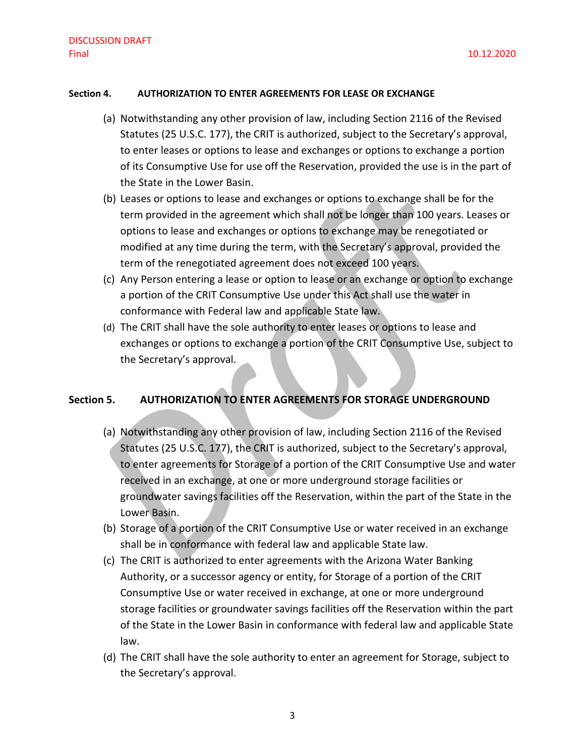## Section 4. AUTHORIZATION TO ENTER AGREEMENTS FOR LEASE OR EXCHANGE

(a) Notwithstanding any other provision of law, including Section 2116 of the Revised Statutes (25 U.S.C. 177), the CRIT is authorized, subject to the Secretary's approval, to enter leases or options to lease and exchanges or options to exchange a portion of its Consumptive Use for use off the Reservation, provided the use is in the part of the State in the Lower Basin.

(b) Leases or options to lease and exchanges or options to exchange shall be for the term provided in the agreement which shall not be longer than 100 years. Leases or options to lease and exchanges or options to exchange may be renegotiated or modified at any time during the term, with the Secretary's approval, provided the term of the renegotiated agreement does not exceed 100 years.

(c) Any Person entering a lease or option to lease or an exchange or option to exchange a portion of the CRIT Consumptive Use under this Act shall use the water in conformance with Federal law and applicable State law.

(d) The CRIT shall have the sole authority to enter leases or options to lease and exchanges or options to exchange a portion of the CRIT Consumptive Use, subject to the Secretary's approval.

## Section 5. AUTHORIZATION TO ENTER AGREEMENTS FOR STORAGE UNDERGROUND

(a) Notwithstanding any other provision of law, including Section 2116 of the Revised Statutes (25 U.S.C. 177), the CRIT is authorized, subject to the Secretary's approval, to enter agreements for Storage of a portion of the CRIT Consumptive Use and water received in an exchange, at one or more underground storage facilities or groundwater savings facilities off the Reservation, within the part of the State in the Lower Basin.

(b) Storage of a portion of the CRIT Consumptive Use or water received in an exchange shall be in conformance with federal law and applicable State law.

(c) The CRIT is authorized to enter agreements with the Arizona Water Banking Authority, or a successor agency or entity, for Storage of a portion of the CRIT Consumptive Use or water received in exchange, at one or more underground storage facilities or groundwater savings facilities off the Reservation within the part of the State in the Lower Basin in conformance with federal law and applicable State law.

(d) The CRIT shall have the sole authority to enter an agreement for Storage, subject to the Secretary's approval.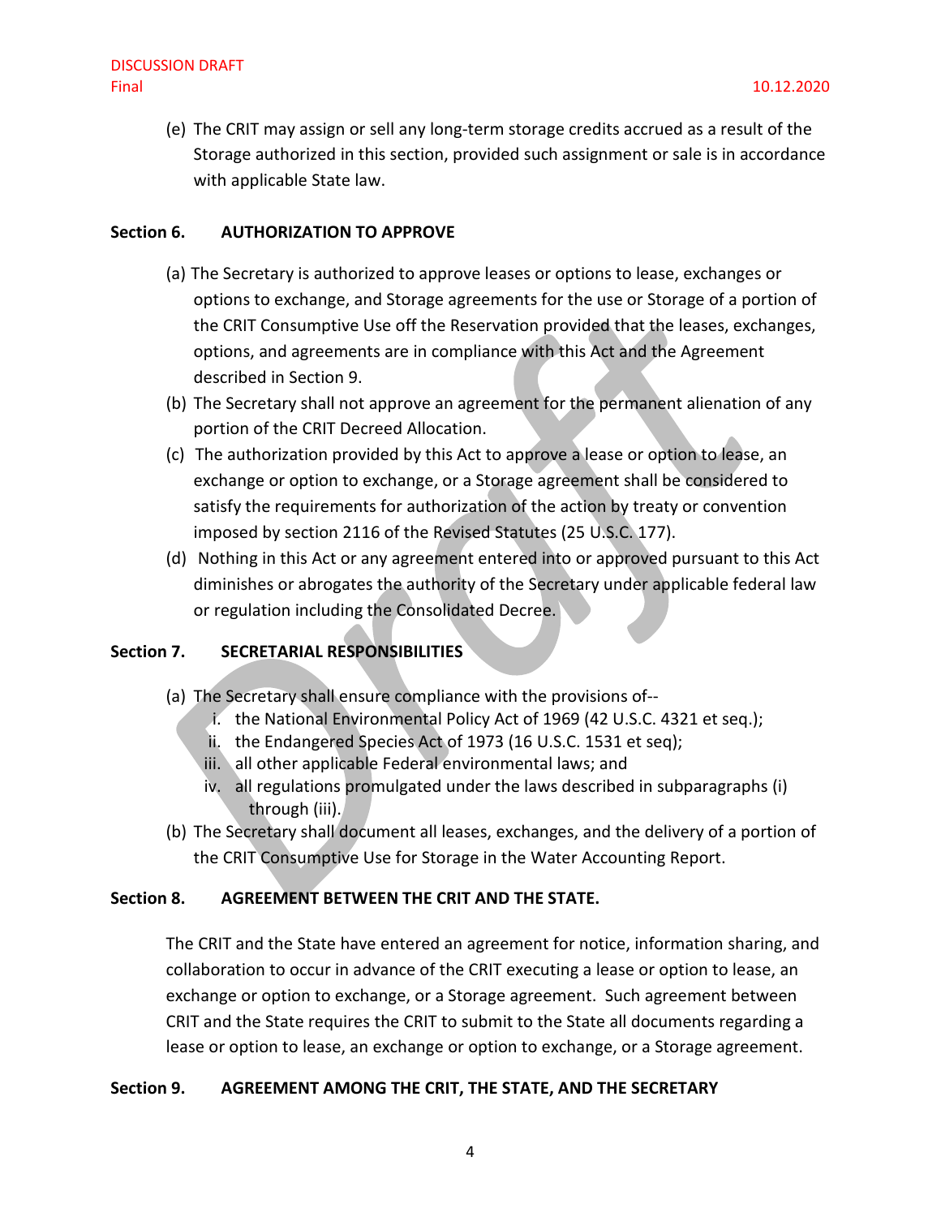(e) The CRIT may assign or sell any long-term storage credits accrued as a result of the Storage authorized in this section, provided such assignment or sale is in accordance with applicable State law.

**Section 6. AUTHORIZATION TO APPROVE**

(a) The Secretary is authorized to approve leases or options to lease, exchanges or options to exchange, and Storage agreements for the use or Storage of a portion of the CRIT Consumptive Use off the Reservation provided that the leases, exchanges, options, and agreements are in compliance with this Act and the Agreement described in Section 9.

(b) The Secretary shall not approve an agreement for the permanent alienation of any portion of the CRIT Decreed Allocation.

(c) The authorization provided by this Act to approve a lease or option to lease, an exchange or option to exchange, or a Storage agreement shall be considered to satisfy the requirements for authorization of the action by treaty or convention imposed by section 2116 of the Revised Statutes (25 U.S.C. 177).

(d) Nothing in this Act or any agreement entered into or approved pursuant to this Act diminishes or abrogates the authority of the Secretary under applicable federal law or regulation including the Consolidated Decree.

**Section 7. SECRETARIAL RESPONSIBILITIES**

(a) The Secretary shall ensure compliance with the provisions of--
   i. the National Environmental Policy Act of 1969 (42 U.S.C. 4321 et seq.);
   ii. the Endangered Species Act of 1973 (16 U.S.C. 1531 et seq);
   iii. all other applicable Federal environmental laws; and
   iv. all regulations promulgated under the laws described in subparagraphs (i) through (iii).

(b) The Secretary shall document all leases, exchanges, and the delivery of a portion of the CRIT Consumptive Use for Storage in the Water Accounting Report.

**Section 8. AGREEMENT BETWEEN THE CRIT AND THE STATE.**

The CRIT and the State have entered an agreement for notice, information sharing, and collaboration to occur in advance of the CRIT executing a lease or option to lease, an exchange or option to exchange, or a Storage agreement. Such agreement between CRIT and the State requires the CRIT to submit to the State all documents regarding a lease or option to lease, an exchange or option to exchange, or a Storage agreement.

**Section 9. AGREEMENT AMONG THE CRIT, THE STATE, AND THE SECRETARY**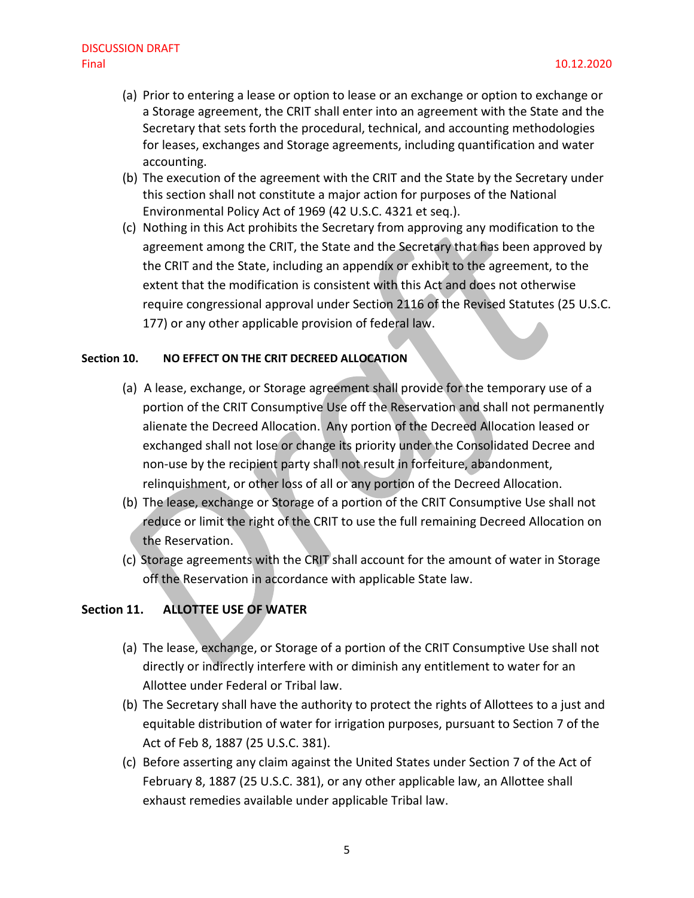(a) Prior to entering a lease or option to lease or an exchange or option to exchange or a Storage agreement, the CRIT shall enter into an agreement with the State and the Secretary that sets forth the procedural, technical, and accounting methodologies for leases, exchanges and Storage agreements, including quantification and water accounting.

(b) The execution of the agreement with the CRIT and the State by the Secretary under this section shall not constitute a major action for purposes of the National Environmental Policy Act of 1969 (42 U.S.C. 4321 et seq.).

(c) Nothing in this Act prohibits the Secretary from approving any modification to the agreement among the CRIT, the State and the Secretary that has been approved by the CRIT and the State, including an appendix or exhibit to the agreement, to the extent that the modification is consistent with this Act and does not otherwise require congressional approval under Section 2116 of the Revised Statutes (25 U.S.C. 177) or any other applicable provision of federal law.

**Section 10. NO EFFECT ON THE CRIT DECREED ALLOCATION**

(a) A lease, exchange, or Storage agreement shall provide for the temporary use of a portion of the CRIT Consumptive Use off the Reservation and shall not permanently alienate the Decreed Allocation. Any portion of the Decreed Allocation leased or exchanged shall not lose or change its priority under the Consolidated Decree and non-use by the recipient party shall not result in forfeiture, abandonment, relinquishment, or other loss of all or any portion of the Decreed Allocation.

(b) The lease, exchange or Storage of a portion of the CRIT Consumptive Use shall not reduce or limit the right of the CRIT to use the full remaining Decreed Allocation on the Reservation.

(c) Storage agreements with the CRIT shall account for the amount of water in Storage off the Reservation in accordance with applicable State law.

**Section 11. ALLOTTEE USE OF WATER**

(a) The lease, exchange, or Storage of a portion of the CRIT Consumptive Use shall not directly or indirectly interfere with or diminish any entitlement to water for an Allottee under Federal or Tribal law.

(b) The Secretary shall have the authority to protect the rights of Allottees to a just and equitable distribution of water for irrigation purposes, pursuant to Section 7 of the Act of Feb 8, 1887 (25 U.S.C. 381).

(c) Before asserting any claim against the United States under Section 7 of the Act of February 8, 1887 (25 U.S.C. 381), or any other applicable law, an Allottee shall exhaust remedies available under applicable Tribal law.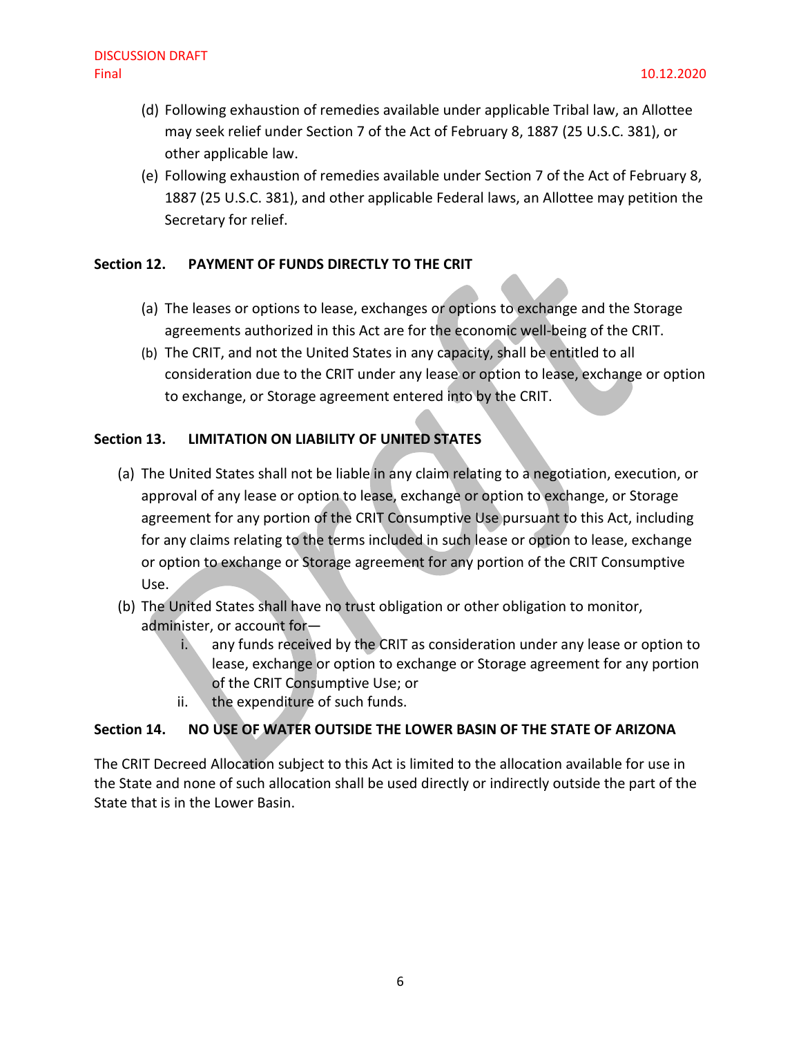(d) Following exhaustion of remedies available under applicable Tribal law, an Allottee may seek relief under Section 7 of the Act of February 8, 1887 (25 U.S.C. 381), or other applicable law.

(e) Following exhaustion of remedies available under Section 7 of the Act of February 8, 1887 (25 U.S.C. 381), and other applicable Federal laws, an Allottee may petition the Secretary for relief.

**Section 12. PAYMENT OF FUNDS DIRECTLY TO THE CRIT**

(a) The leases or options to lease, exchanges or options to exchange and the Storage agreements authorized in this Act are for the economic well-being of the CRIT.

(b) The CRIT, and not the United States in any capacity, shall be entitled to all consideration due to the CRIT under any lease or option to lease, exchange or option to exchange, or Storage agreement entered into by the CRIT.

**Section 13. LIMITATION ON LIABILITY OF UNITED STATES**

(a) The United States shall not be liable in any claim relating to a negotiation, execution, or approval of any lease or option to lease, exchange or option to exchange, or Storage agreement for any portion of the CRIT Consumptive Use pursuant to this Act, including for any claims relating to the terms included in such lease or option to lease, exchange or option to exchange or Storage agreement for any portion of the CRIT Consumptive Use.

(b) The United States shall have no trust obligation or other obligation to monitor, administer, or account for—

   i. any funds received by the CRIT as consideration under any lease or option to lease, exchange or option to exchange or Storage agreement for any portion of the CRIT Consumptive Use; or

   ii. the expenditure of such funds.

**Section 14. NO USE OF WATER OUTSIDE THE LOWER BASIN OF THE STATE OF ARIZONA**

The CRIT Decreed Allocation subject to this Act is limited to the allocation available for use in the State and none of such allocation shall be used directly or indirectly outside the part of the State that is in the Lower Basin.